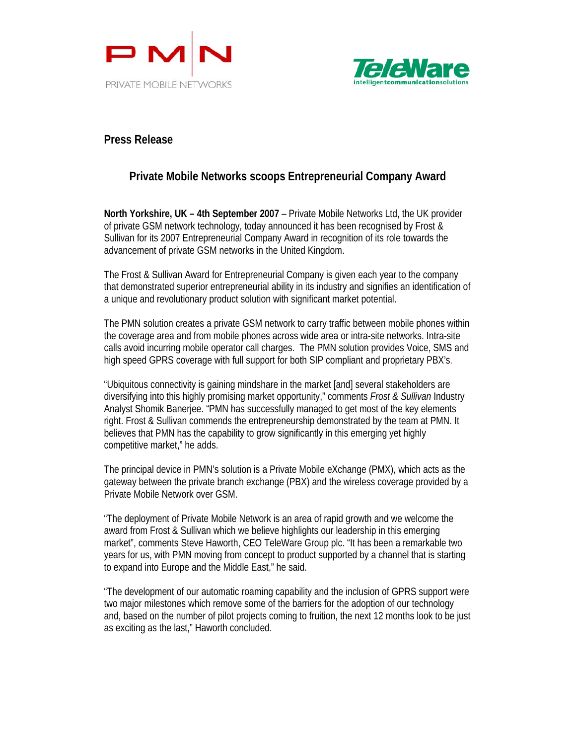PMN

PRIVATE MOBILE NETWORKS

TeleWare

intelligentcommunicationsolutions

## Press Release

### Private Mobile Networks scoops Entrepreneurial Company Award

**North Yorkshire, UK – 4th September 2007** – Private Mobile Networks Ltd, the UK provider of private GSM network technology, today announced it has been recognised by Frost & Sullivan for its 2007 Entrepreneurial Company Award in recognition of its role towards the advancement of private GSM networks in the United Kingdom.

The Frost & Sullivan Award for Entrepreneurial Company is given each year to the company that demonstrated superior entrepreneurial ability in its industry and signifies an identification of a unique and revolutionary product solution with significant market potential.

The PMN solution creates a private GSM network to carry traffic between mobile phones within the coverage area and from mobile phones across wide area or intra-site networks. Intra-site calls avoid incurring mobile operator call charges. The PMN solution provides Voice, SMS and high speed GPRS coverage with full support for both SIP compliant and proprietary PBX's.

"Ubiquitous connectivity is gaining mindshare in the market [and] several stakeholders are diversifying into this highly promising market opportunity," comments *Frost & Sullivan* Industry Analyst Shomik Banerjee. "PMN has successfully managed to get most of the key elements right. Frost & Sullivan commends the entrepreneurship demonstrated by the team at PMN. It believes that PMN has the capability to grow significantly in this emerging yet highly competitive market," he adds.

The principal device in PMN's solution is a Private Mobile eXchange (PMX), which acts as the gateway between the private branch exchange (PBX) and the wireless coverage provided by a Private Mobile Network over GSM.

"The deployment of Private Mobile Network is an area of rapid growth and we welcome the award from Frost & Sullivan which we believe highlights our leadership in this emerging market", comments Steve Haworth, CEO TeleWare Group plc. "It has been a remarkable two years for us, with PMN moving from concept to product supported by a channel that is starting to expand into Europe and the Middle East," he said.

"The development of our automatic roaming capability and the inclusion of GPRS support were two major milestones which remove some of the barriers for the adoption of our technology and, based on the number of pilot projects coming to fruition, the next 12 months look to be just as exciting as the last," Haworth concluded.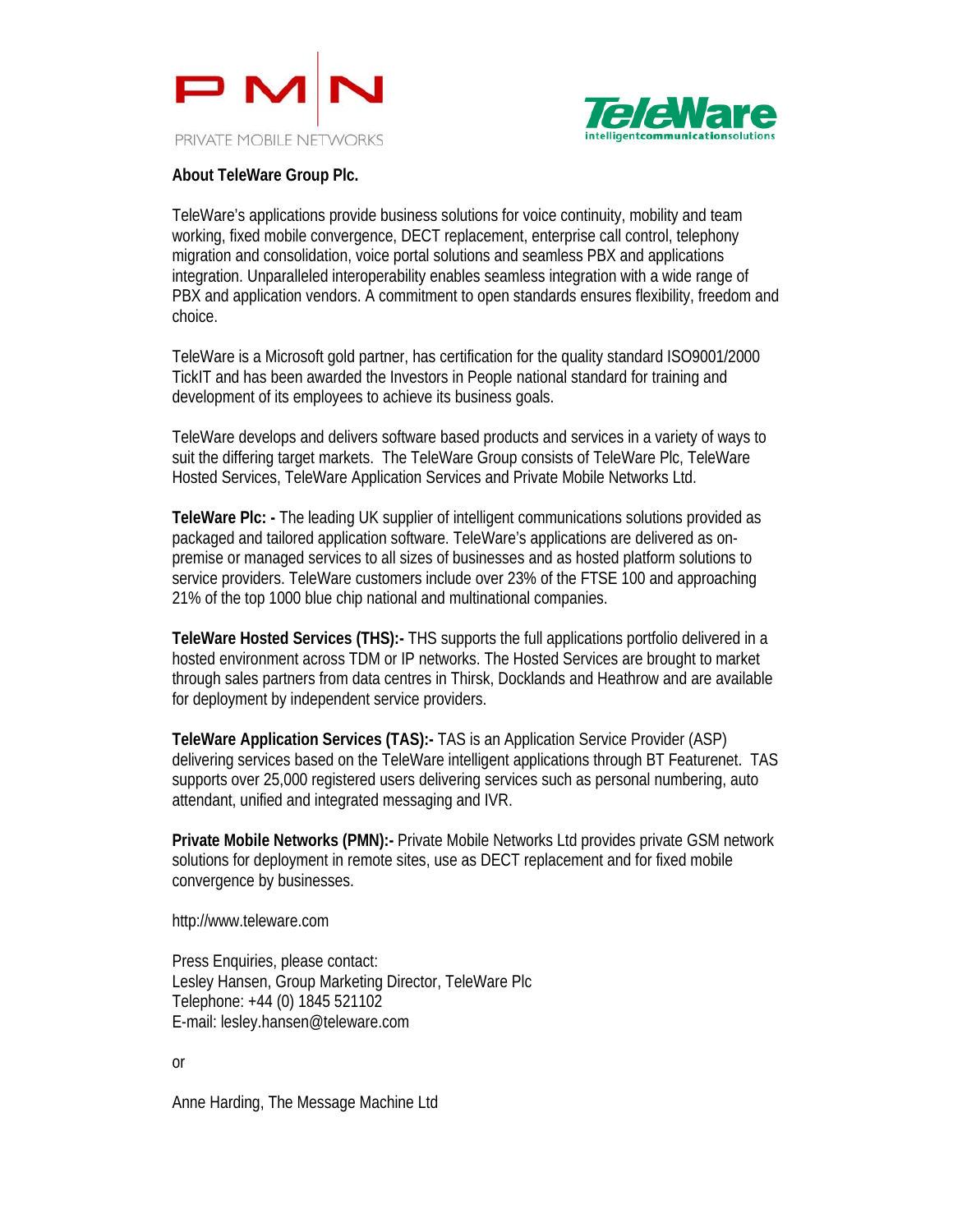**About TeleWare Group Plc.**

TeleWare's applications provide business solutions for voice continuity, mobility and team working, fixed mobile convergence, DECT replacement, enterprise call control, telephony migration and consolidation, voice portal solutions and seamless PBX and applications integration. Unparalleled interoperability enables seamless integration with a wide range of PBX and application vendors. A commitment to open standards ensures flexibility, freedom and choice.

TeleWare is a Microsoft gold partner, has certification for the quality standard ISO9001/2000 TickIT and has been awarded the Investors in People national standard for training and development of its employees to achieve its business goals.

TeleWare develops and delivers software based products and services in a variety of ways to suit the differing target markets. The TeleWare Group consists of TeleWare Plc, TeleWare Hosted Services, TeleWare Application Services and Private Mobile Networks Ltd.

**TeleWare Plc: -** The leading UK supplier of intelligent communications solutions provided as packaged and tailored application software. TeleWare's applications are delivered as on-premise or managed services to all sizes of businesses and as hosted platform solutions to service providers. TeleWare customers include over 23% of the FTSE 100 and approaching 21% of the top 1000 blue chip national and multinational companies.

**TeleWare Hosted Services (THS):-** THS supports the full applications portfolio delivered in a hosted environment across TDM or IP networks. The Hosted Services are brought to market through sales partners from data centres in Thirsk, Docklands and Heathrow and are available for deployment by independent service providers.

**TeleWare Application Services (TAS):-** TAS is an Application Service Provider (ASP) delivering services based on the TeleWare intelligent applications through BT Featurenet. TAS supports over 25,000 registered users delivering services such as personal numbering, auto attendant, unified and integrated messaging and IVR.

**Private Mobile Networks (PMN):-** Private Mobile Networks Ltd provides private GSM network solutions for deployment in remote sites, use as DECT replacement and for fixed mobile convergence by businesses.

http://www.teleware.com

Press Enquiries, please contact:
Lesley Hansen, Group Marketing Director, TeleWare Plc
Telephone: +44 (0) 1845 521102
E-mail: lesley.hansen@teleware.com

or

Anne Harding, The Message Machine Ltd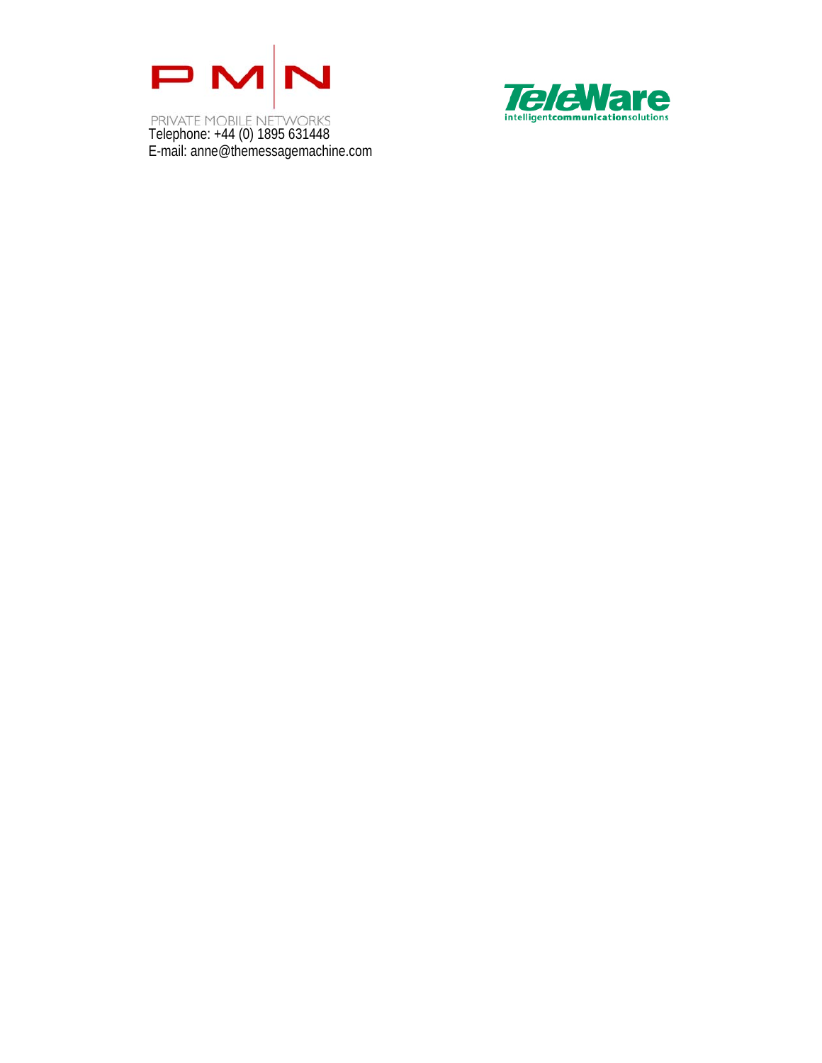PMN

PRIVATE MOBILE NETWORKS

Telephone: +44 (0) 1895 631448

E-mail: anne@themessagemachine.com

TeleWare

intelligentcommunicationsolutions